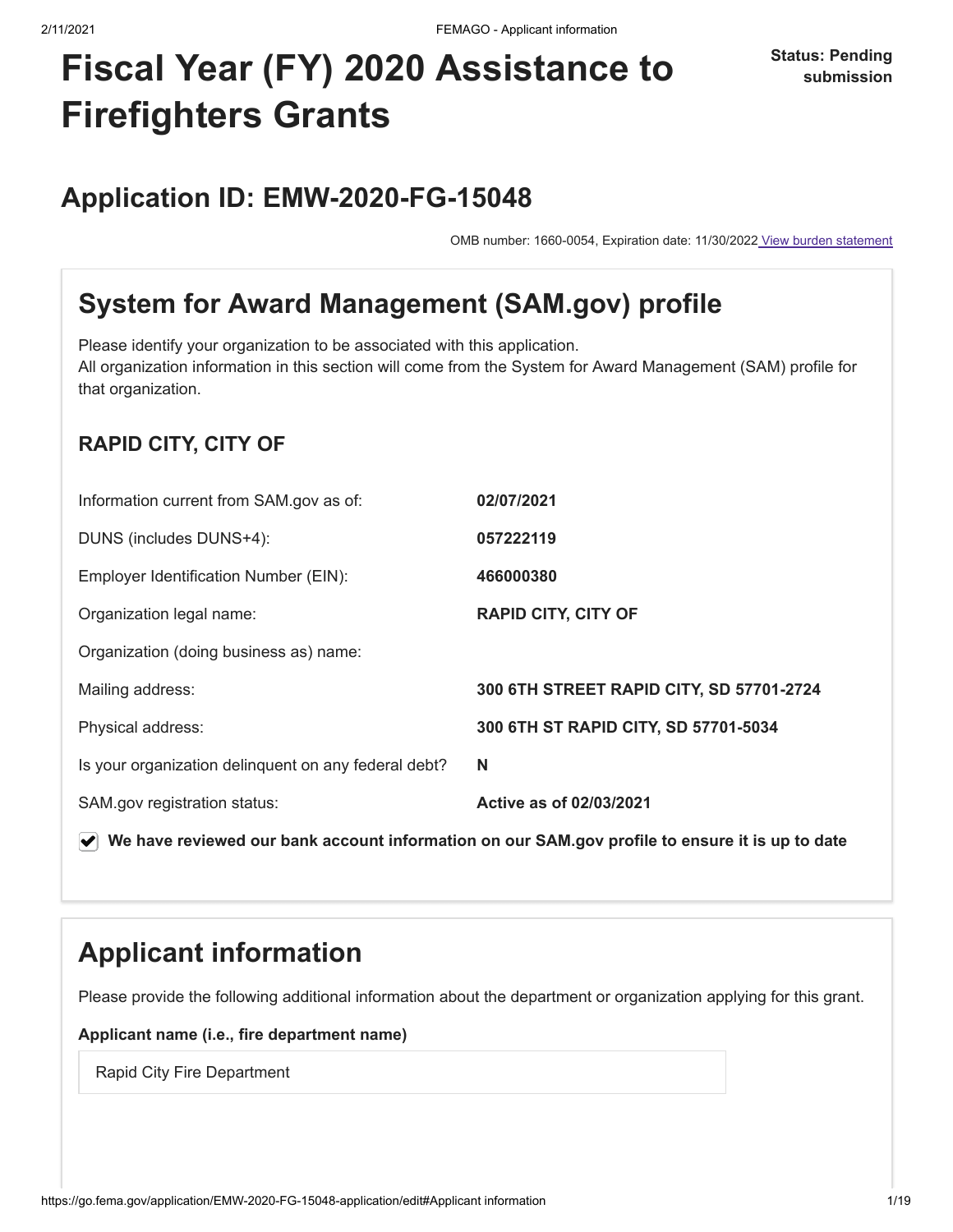# Fiscal Year (FY) 2020 Assistance to Firefighters Grants

**Status: Pending submission**

## Application ID: EMW-2020-FG-15048

OMB number: 1660-0054, Expiration date: 11/30/2022 View burden statement

## System for Award Management (SAM.gov) profile

Please identify your organization to be associated with this application.
All organization information in this section will come from the System for Award Management (SAM) profile for that organization.

### RAPID CITY, CITY OF

| | |
|---|---|
| Information current from SAM.gov as of: | **02/07/2021** |
| DUNS (includes DUNS+4): | **057222119** |
| Employer Identification Number (EIN): | **466000380** |
| Organization legal name: | **RAPID CITY, CITY OF** |
| Organization (doing business as) name: | |
| Mailing address: | **300 6TH STREET RAPID CITY, SD 57701-2724** |
| Physical address: | **300 6TH ST RAPID CITY, SD 57701-5034** |
| Is your organization delinquent on any federal debt? | **N** |
| SAM.gov registration status: | **Active as of 02/03/2021** |

☑ **We have reviewed our bank account information on our SAM.gov profile to ensure it is up to date**

## Applicant information

Please provide the following additional information about the department or organization applying for this grant.

**Applicant name (i.e., fire department name)**

Rapid City Fire Department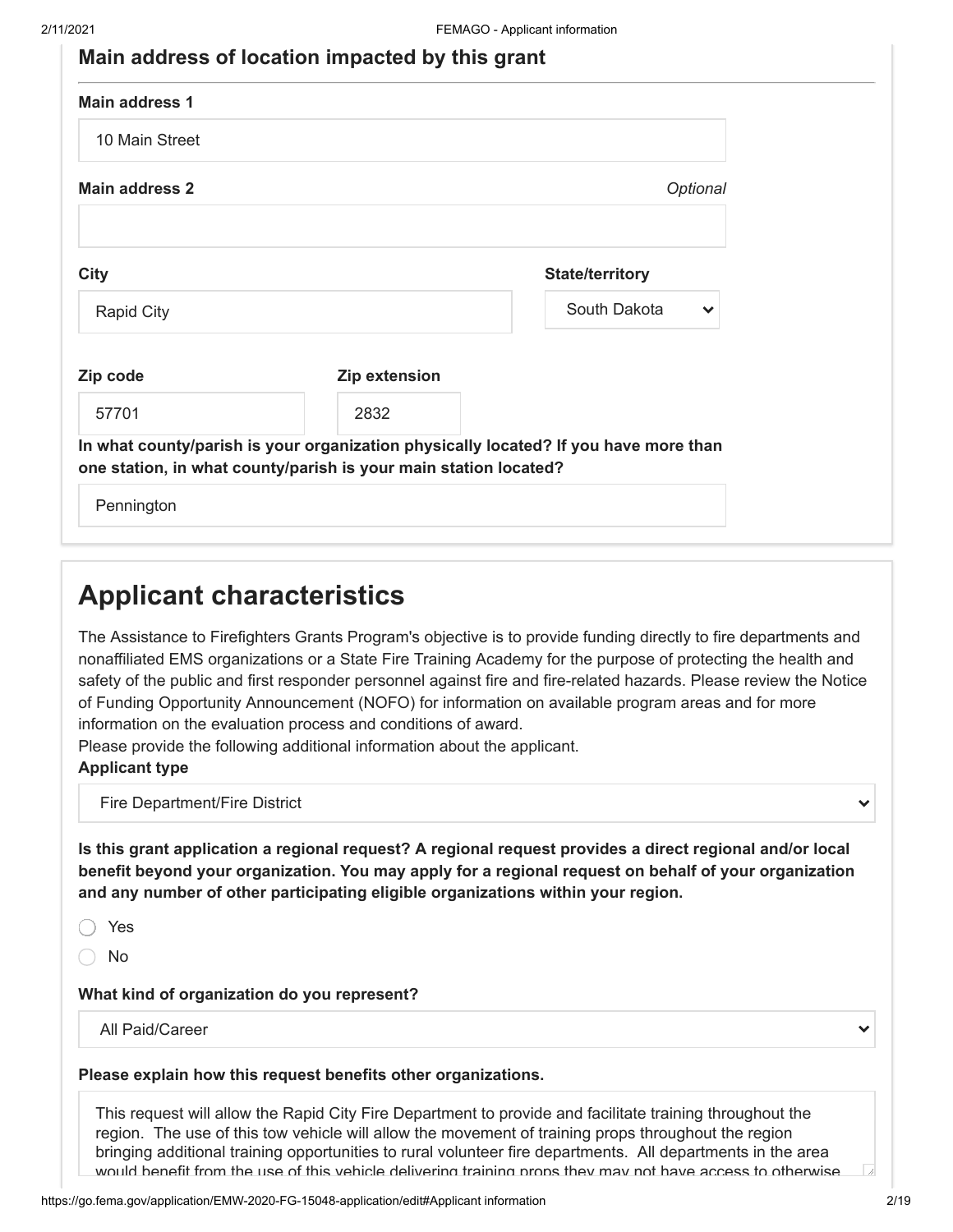### Main address of location impacted by this grant

**Main address 1**

10 Main Street

**Main address 2** *Optional*

**City**

Rapid City

**State/territory**

South Dakota

**Zip code**

57701

**Zip extension**

2832

**In what county/parish is your organization physically located? If you have more than one station, in what county/parish is your main station located?**

Pennington

# Applicant characteristics

The Assistance to Firefighters Grants Program's objective is to provide funding directly to fire departments and nonaffiliated EMS organizations or a State Fire Training Academy for the purpose of protecting the health and safety of the public and first responder personnel against fire and fire-related hazards. Please review the Notice of Funding Opportunity Announcement (NOFO) for information on available program areas and for more information on the evaluation process and conditions of award.

Please provide the following additional information about the applicant.

**Applicant type**

Fire Department/Fire District

**Is this grant application a regional request? A regional request provides a direct regional and/or local benefit beyond your organization. You may apply for a regional request on behalf of your organization and any number of other participating eligible organizations within your region.**

- Yes
- No

**What kind of organization do you represent?**

All Paid/Career

**Please explain how this request benefits other organizations.**

This request will allow the Rapid City Fire Department to provide and facilitate training throughout the region. The use of this tow vehicle will allow the movement of training props throughout the region bringing additional training opportunities to rural volunteer fire departments. All departments in the area would benefit from the use of this vehicle delivering training props they may not have access to otherwise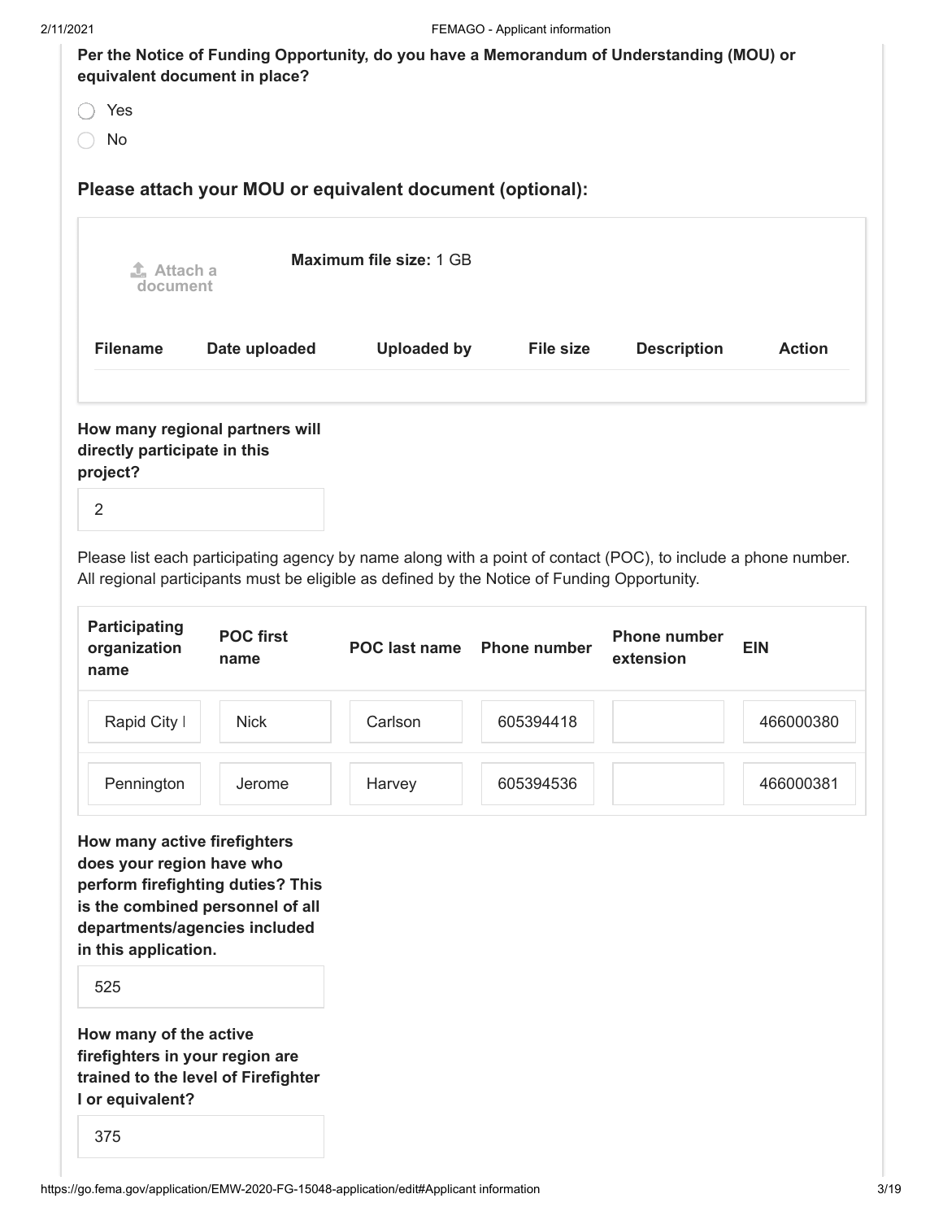**Per the Notice of Funding Opportunity, do you have a Memorandum of Understanding (MOU) or equivalent document in place?**

- ◯ Yes
- ◯ No

## Please attach your MOU or equivalent document (optional):

Attach a document

**Maximum file size:** 1 GB

| Filename | Date uploaded | Uploaded by | File size | Description | Action |
|---|---|---|---|---|---|

**How many regional partners will directly participate in this project?**

2

Please list each participating agency by name along with a point of contact (POC), to include a phone number. All regional participants must be eligible as defined by the Notice of Funding Opportunity.

| Participating organization name | POC first name | POC last name | Phone number | Phone number extension | EIN |
|---|---|---|---|---|---|
| Rapid City I | Nick | Carlson | 605394418 | | 466000380 |
| Pennington | Jerome | Harvey | 605394536 | | 466000381 |

**How many active firefighters does your region have who perform firefighting duties? This is the combined personnel of all departments/agencies included in this application.**

525

**How many of the active firefighters in your region are trained to the level of Firefighter I or equivalent?**

375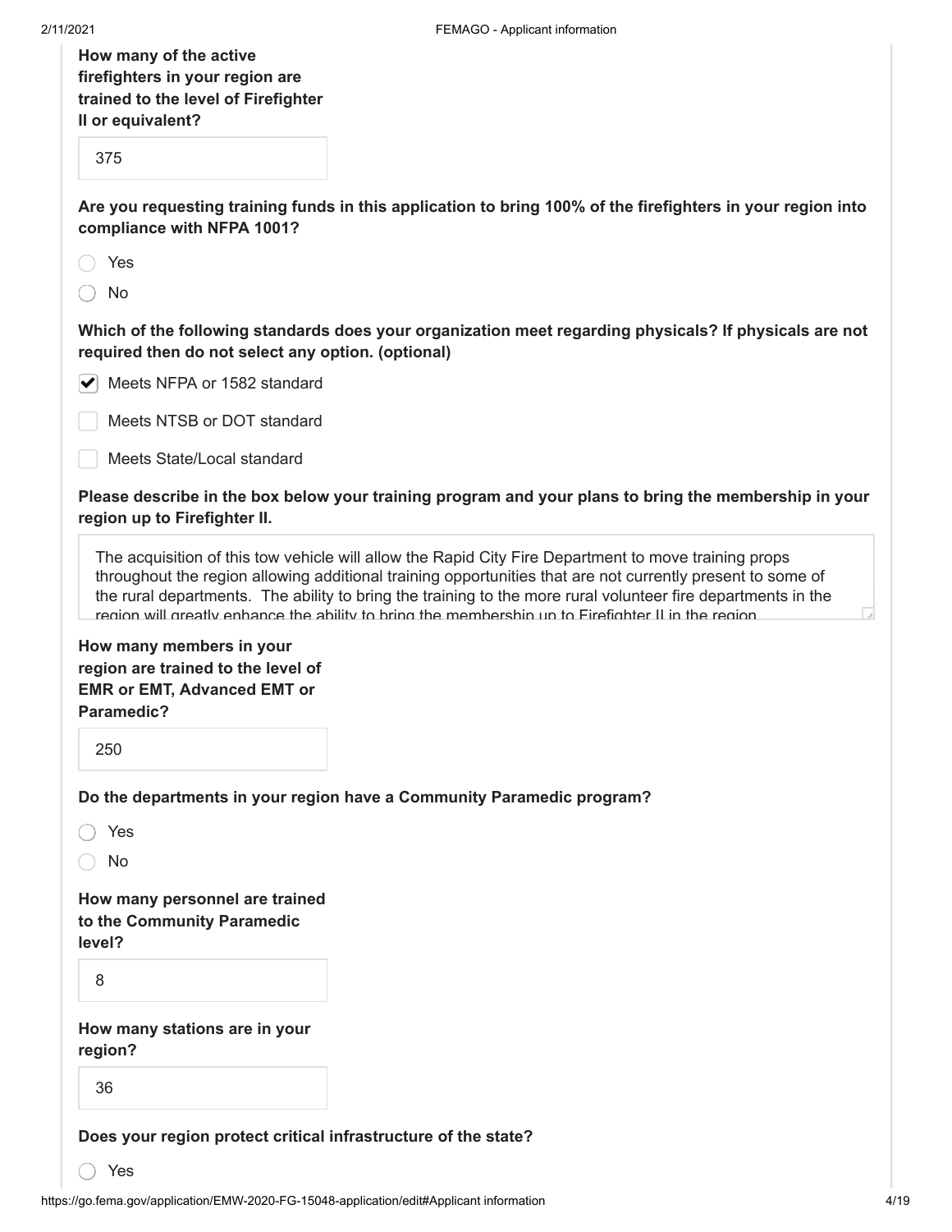**How many of the active firefighters in your region are trained to the level of Firefighter II or equivalent?**

375

**Are you requesting training funds in this application to bring 100% of the firefighters in your region into compliance with NFPA 1001?**

- ◯ Yes
- ◯ No

**Which of the following standards does your organization meet regarding physicals? If physicals are not required then do not select any option. (optional)**

- [x] Meets NFPA or 1582 standard
- [ ] Meets NTSB or DOT standard
- [ ] Meets State/Local standard

**Please describe in the box below your training program and your plans to bring the membership in your region up to Firefighter II.**

The acquisition of this tow vehicle will allow the Rapid City Fire Department to move training props throughout the region allowing additional training opportunities that are not currently present to some of the rural departments. The ability to bring the training to the more rural volunteer fire departments in the region will greatly enhance the ability to bring the membership up to Firefighter II in the region

**How many members in your region are trained to the level of EMR or EMT, Advanced EMT or Paramedic?**

250

**Do the departments in your region have a Community Paramedic program?**

- ◯ Yes
- ◯ No

**How many personnel are trained to the Community Paramedic level?**

8

**How many stations are in your region?**

36

**Does your region protect critical infrastructure of the state?**

- ◯ Yes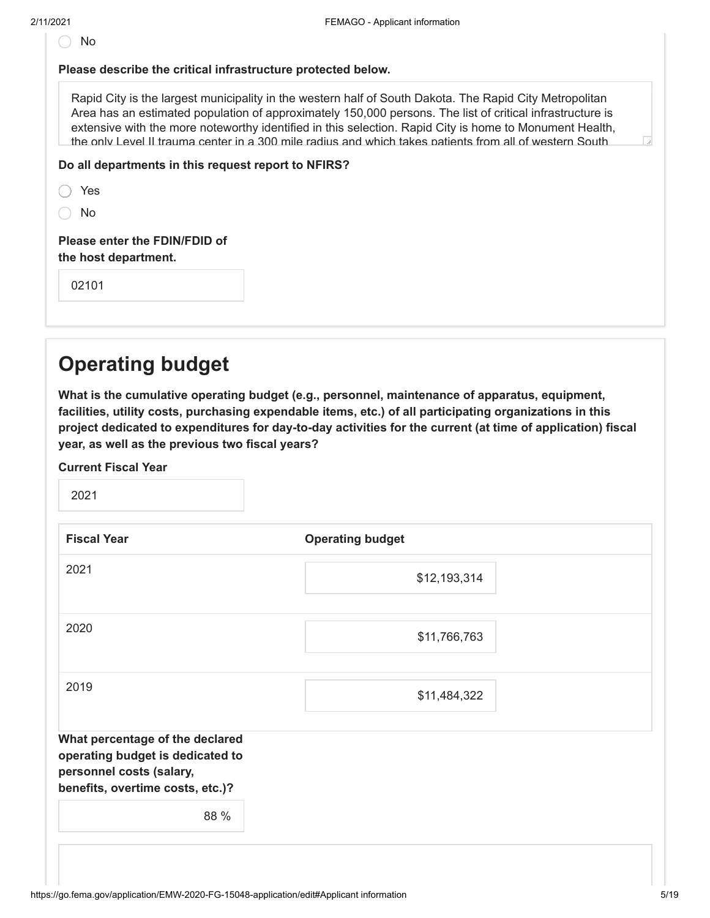◯ No

**Please describe the critical infrastructure protected below.**

Rapid City is the largest municipality in the western half of South Dakota. The Rapid City Metropolitan Area has an estimated population of approximately 150,000 persons. The list of critical infrastructure is extensive with the more noteworthy identified in this selection. Rapid City is home to Monument Health, the only Level II trauma center in a 300 mile radius and which takes patients from all of western South

**Do all departments in this request report to NFIRS?**

◯ Yes

◯ No

**Please enter the FDIN/FDID of the host department.**

02101

## Operating budget

**What is the cumulative operating budget (e.g., personnel, maintenance of apparatus, equipment, facilities, utility costs, purchasing expendable items, etc.) of all participating organizations in this project dedicated to expenditures for day-to-day activities for the current (at time of application) fiscal year, as well as the previous two fiscal years?**

**Current Fiscal Year**

2021

| Fiscal Year | Operating budget |
|---|---|
| 2021 | $12,193,314 |
| 2020 | $11,766,763 |
| 2019 | $11,484,322 |

**What percentage of the declared operating budget is dedicated to personnel costs (salary, benefits, overtime costs, etc.)?**

88 %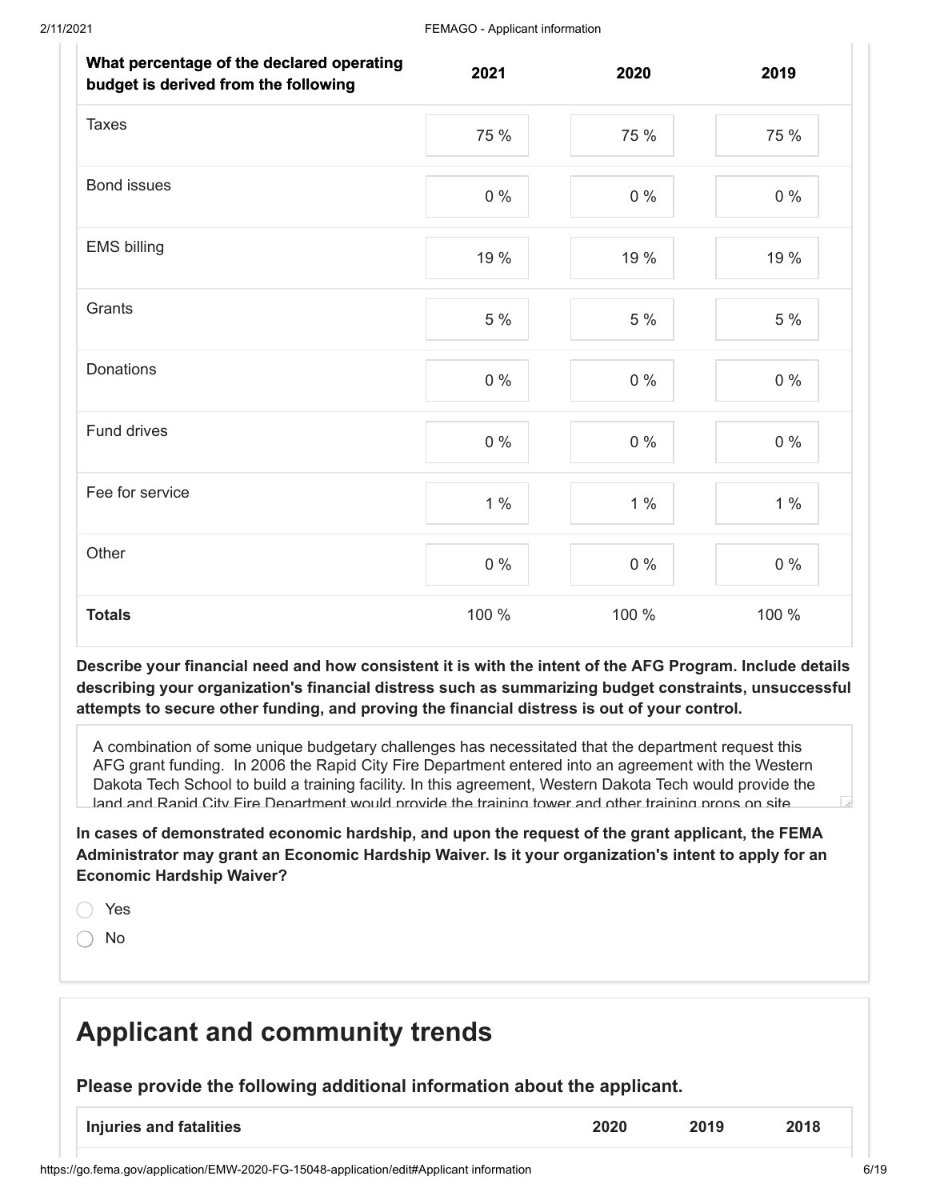| What percentage of the declared operating budget is derived from the following | 2021 | 2020 | 2019 |
|---|---|---|---|
| Taxes | 75 % | 75 % | 75 % |
| Bond issues | 0 % | 0 % | 0 % |
| EMS billing | 19 % | 19 % | 19 % |
| Grants | 5 % | 5 % | 5 % |
| Donations | 0 % | 0 % | 0 % |
| Fund drives | 0 % | 0 % | 0 % |
| Fee for service | 1 % | 1 % | 1 % |
| Other | 0 % | 0 % | 0 % |
| **Totals** | 100 % | 100 % | 100 % |

**Describe your financial need and how consistent it is with the intent of the AFG Program. Include details describing your organization's financial distress such as summarizing budget constraints, unsuccessful attempts to secure other funding, and proving the financial distress is out of your control.**

A combination of some unique budgetary challenges has necessitated that the department request this AFG grant funding. In 2006 the Rapid City Fire Department entered into an agreement with the Western Dakota Tech School to build a training facility. In this agreement, Western Dakota Tech would provide the land and Rapid City Fire Department would provide the training tower and other training props on site

**In cases of demonstrated economic hardship, and upon the request of the grant applicant, the FEMA Administrator may grant an Economic Hardship Waiver. Is it your organization's intent to apply for an Economic Hardship Waiver?**

- ◯ Yes
- ◯ No

# Applicant and community trends

### Please provide the following additional information about the applicant.

| Injuries and fatalities | 2020 | 2019 | 2018 |
|---|---|---|---|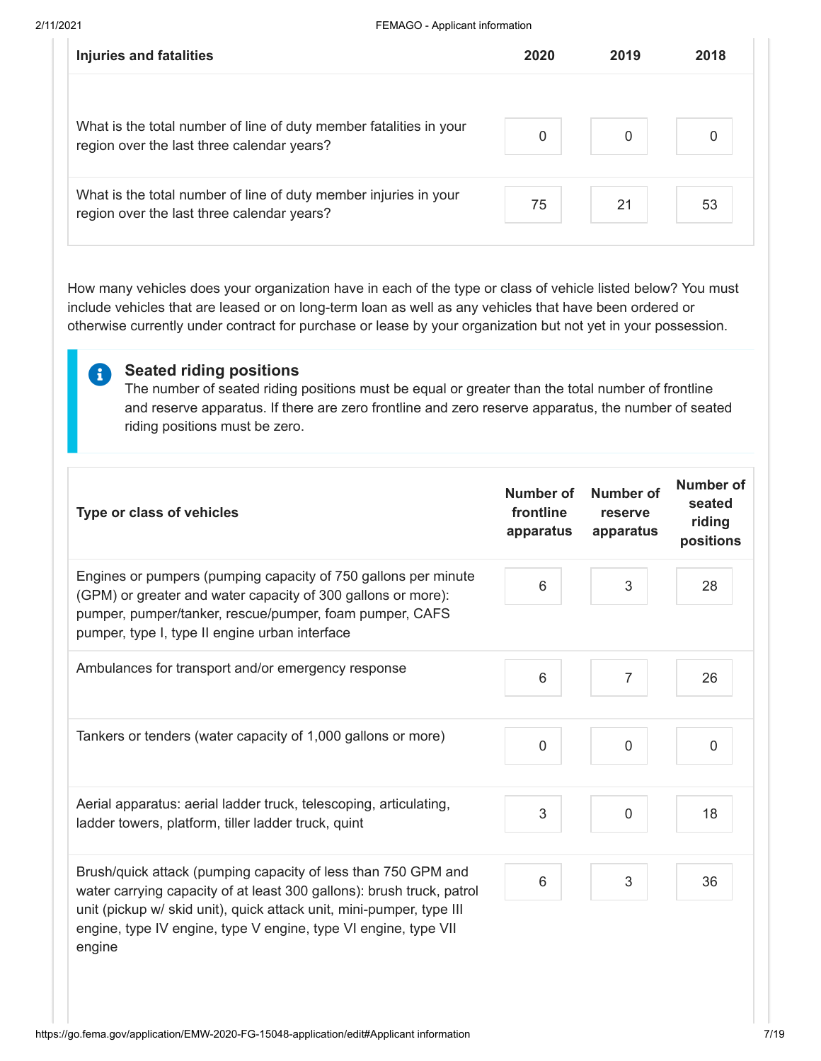| Injuries and fatalities | 2020 | 2019 | 2018 |
| --- | --- | --- | --- |
| What is the total number of line of duty member fatalities in your region over the last three calendar years? | 0 | 0 | 0 |
| What is the total number of line of duty member injuries in your region over the last three calendar years? | 75 | 21 | 53 |

How many vehicles does your organization have in each of the type or class of vehicle listed below? You must include vehicles that are leased or on long-term loan as well as any vehicles that have been ordered or otherwise currently under contract for purchase or lease by your organization but not yet in your possession.

> **Seated riding positions**
> The number of seated riding positions must be equal or greater than the total number of frontline and reserve apparatus. If there are zero frontline and zero reserve apparatus, the number of seated riding positions must be zero.

| Type or class of vehicles | Number of frontline apparatus | Number of reserve apparatus | Number of seated riding positions |
| --- | --- | --- | --- |
| Engines or pumpers (pumping capacity of 750 gallons per minute (GPM) or greater and water capacity of 300 gallons or more): pumper, pumper/tanker, rescue/pumper, foam pumper, CAFS pumper, type I, type II engine urban interface | 6 | 3 | 28 |
| Ambulances for transport and/or emergency response | 6 | 7 | 26 |
| Tankers or tenders (water capacity of 1,000 gallons or more) | 0 | 0 | 0 |
| Aerial apparatus: aerial ladder truck, telescoping, articulating, ladder towers, platform, tiller ladder truck, quint | 3 | 0 | 18 |
| Brush/quick attack (pumping capacity of less than 750 GPM and water carrying capacity of at least 300 gallons): brush truck, patrol unit (pickup w/ skid unit), quick attack unit, mini-pumper, type III engine, type IV engine, type V engine, type VI engine, type VII engine | 6 | 3 | 36 |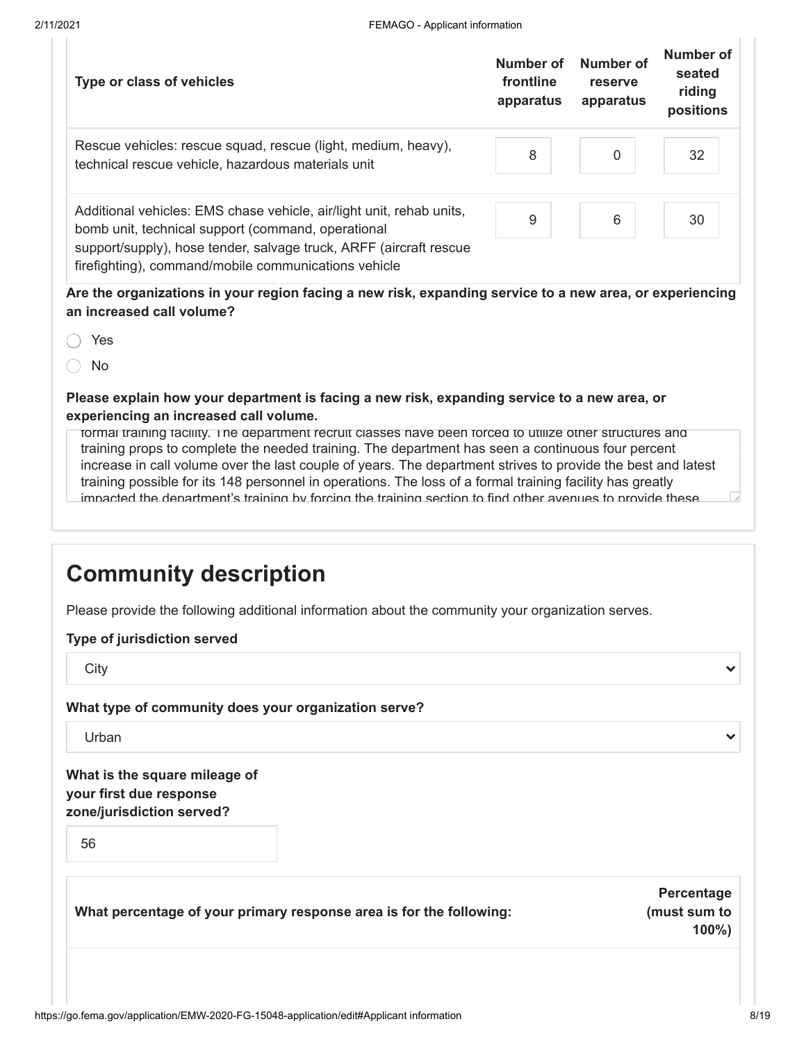| Type or class of vehicles | Number of frontline apparatus | Number of reserve apparatus | Number of seated riding positions |
|---|---|---|---|
| Rescue vehicles: rescue squad, rescue (light, medium, heavy), technical rescue vehicle, hazardous materials unit | 8 | 0 | 32 |
| Additional vehicles: EMS chase vehicle, air/light unit, rehab units, bomb unit, technical support (command, operational support/supply), hose tender, salvage truck, ARFF (aircraft rescue firefighting), command/mobile communications vehicle | 9 | 6 | 30 |

**Are the organizations in your region facing a new risk, expanding service to a new area, or experiencing an increased call volume?**

- Yes
- No

**Please explain how your department is facing a new risk, expanding service to a new area, or experiencing an increased call volume.**

formal training facility. The department recruit classes have been forced to utilize other structures and training props to complete the needed training. The department has seen a continuous four percent increase in call volume over the last couple of years. The department strives to provide the best and latest training possible for its 148 personnel in operations. The loss of a formal training facility has greatly impacted the department's training by forcing the training section to find other avenues to provide these

## Community description

Please provide the following additional information about the community your organization serves.

**Type of jurisdiction served**

City

**What type of community does your organization serve?**

Urban

**What is the square mileage of your first due response zone/jurisdiction served?**

56

| What percentage of your primary response area is for the following: | Percentage (must sum to 100%) |
|---|---|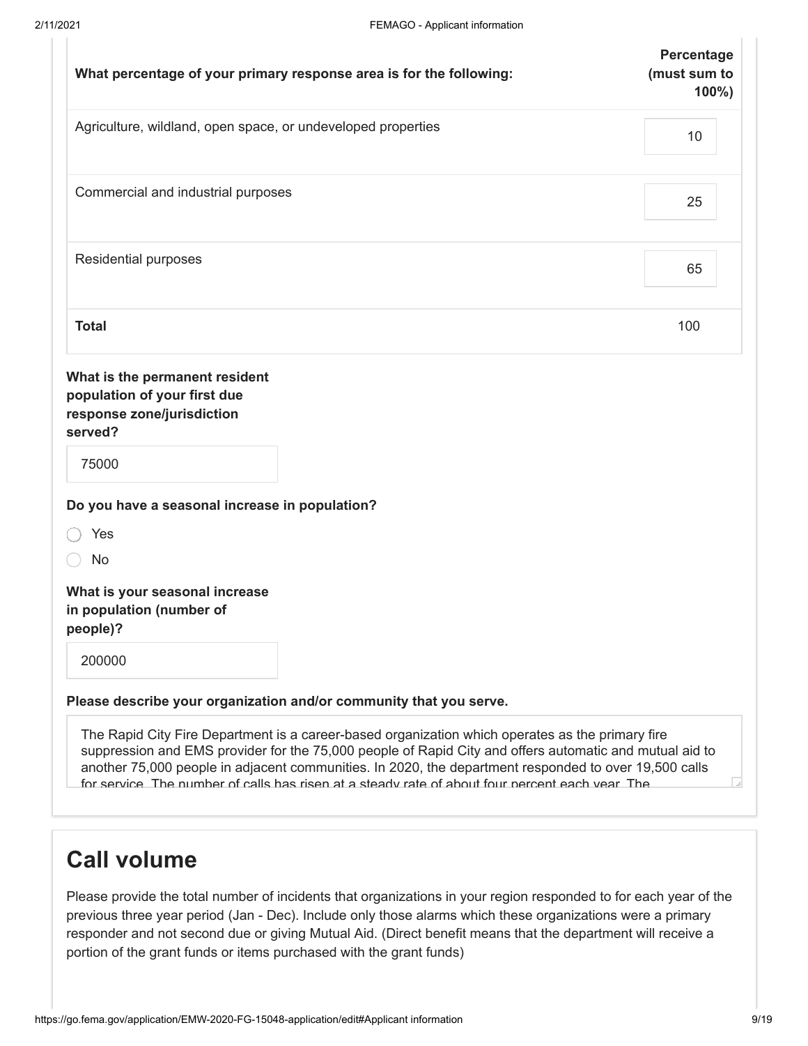| What percentage of your primary response area is for the following: | Percentage (must sum to 100%) |
| --- | --- |
| Agriculture, wildland, open space, or undeveloped properties | 10 |
| Commercial and industrial purposes | 25 |
| Residential purposes | 65 |
| **Total** | 100 |

**What is the permanent resident population of your first due response zone/jurisdiction served?**

75000

**Do you have a seasonal increase in population?**

- Yes
- No

**What is your seasonal increase in population (number of people)?**

200000

**Please describe your organization and/or community that you serve.**

The Rapid City Fire Department is a career-based organization which operates as the primary fire suppression and EMS provider for the 75,000 people of Rapid City and offers automatic and mutual aid to another 75,000 people in adjacent communities. In 2020, the department responded to over 19,500 calls for service. The number of calls has risen at a steady rate of about four percent each year. The

## Call volume

Please provide the total number of incidents that organizations in your region responded to for each year of the previous three year period (Jan - Dec). Include only those alarms which these organizations were a primary responder and not second due or giving Mutual Aid. (Direct benefit means that the department will receive a portion of the grant funds or items purchased with the grant funds)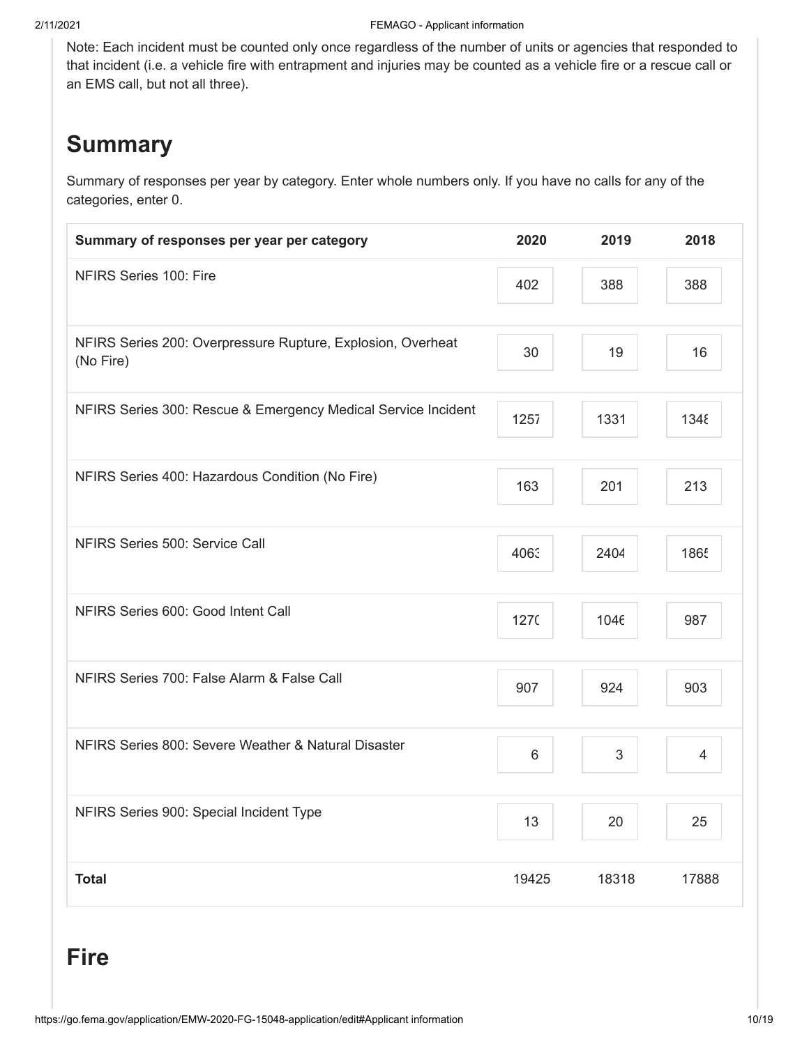Note: Each incident must be counted only once regardless of the number of units or agencies that responded to that incident (i.e. a vehicle fire with entrapment and injuries may be counted as a vehicle fire or a rescue call or an EMS call, but not all three).

## Summary

Summary of responses per year by category. Enter whole numbers only. If you have no calls for any of the categories, enter 0.

| Summary of responses per year per category | 2020 | 2019 | 2018 |
| --- | --- | --- | --- |
| NFIRS Series 100: Fire | 402 | 388 | 388 |
| NFIRS Series 200: Overpressure Rupture, Explosion, Overheat (No Fire) | 30 | 19 | 16 |
| NFIRS Series 300: Rescue & Emergency Medical Service Incident | 1257 | 1331 | 1348 |
| NFIRS Series 400: Hazardous Condition (No Fire) | 163 | 201 | 213 |
| NFIRS Series 500: Service Call | 4063 | 2404 | 1865 |
| NFIRS Series 600: Good Intent Call | 1270 | 1046 | 987 |
| NFIRS Series 700: False Alarm & False Call | 907 | 924 | 903 |
| NFIRS Series 800: Severe Weather & Natural Disaster | 6 | 3 | 4 |
| NFIRS Series 900: Special Incident Type | 13 | 20 | 25 |
| **Total** | 19425 | 18318 | 17888 |

## Fire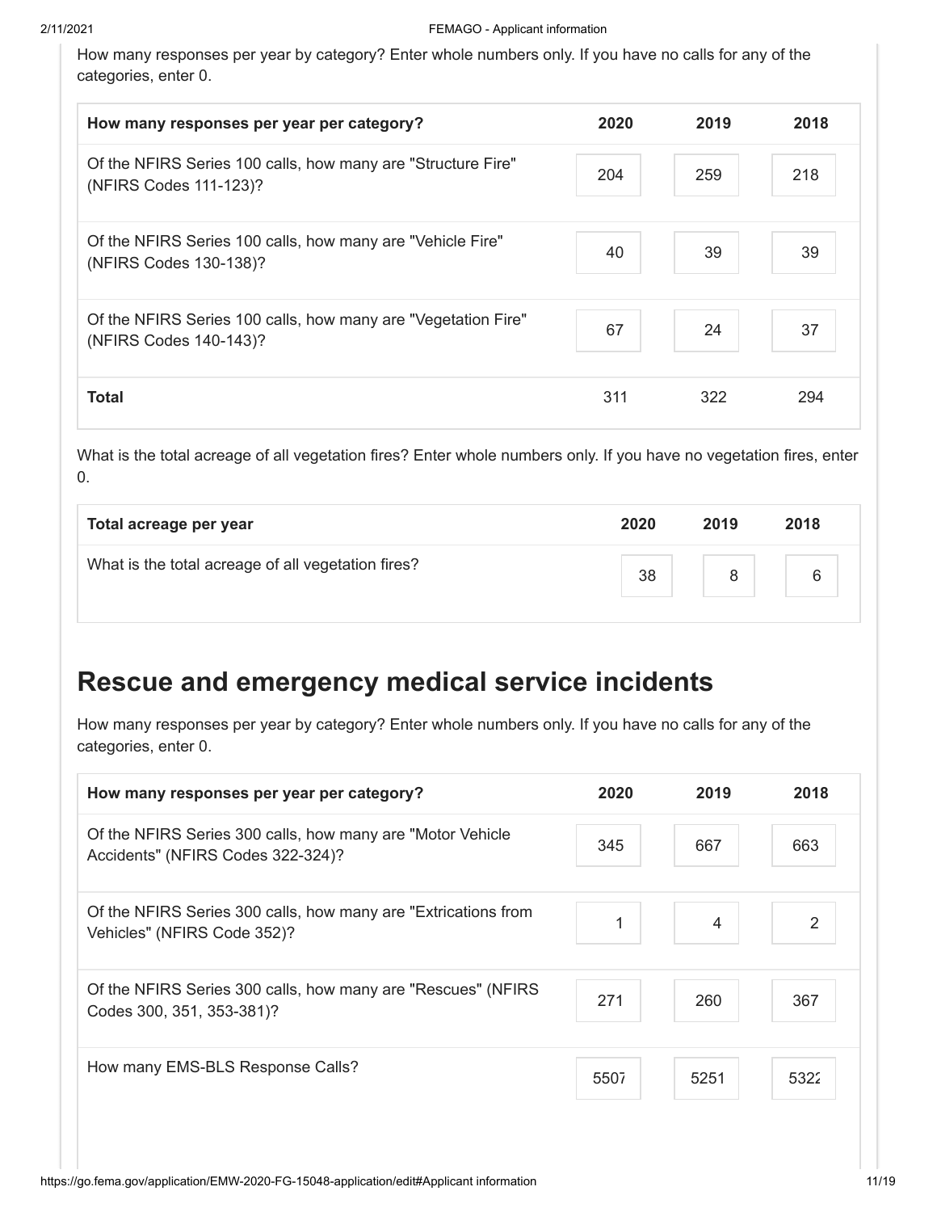How many responses per year by category? Enter whole numbers only. If you have no calls for any of the categories, enter 0.

| How many responses per year per category? | 2020 | 2019 | 2018 |
|---|---|---|---|
| Of the NFIRS Series 100 calls, how many are "Structure Fire" (NFIRS Codes 111-123)? | 204 | 259 | 218 |
| Of the NFIRS Series 100 calls, how many are "Vehicle Fire" (NFIRS Codes 130-138)? | 40 | 39 | 39 |
| Of the NFIRS Series 100 calls, how many are "Vegetation Fire" (NFIRS Codes 140-143)? | 67 | 24 | 37 |
| **Total** | 311 | 322 | 294 |

What is the total acreage of all vegetation fires? Enter whole numbers only. If you have no vegetation fires, enter 0.

| Total acreage per year | 2020 | 2019 | 2018 |
|---|---|---|---|
| What is the total acreage of all vegetation fires? | 38 | 8 | 6 |

## Rescue and emergency medical service incidents

How many responses per year by category? Enter whole numbers only. If you have no calls for any of the categories, enter 0.

| How many responses per year per category? | 2020 | 2019 | 2018 |
|---|---|---|---|
| Of the NFIRS Series 300 calls, how many are "Motor Vehicle Accidents" (NFIRS Codes 322-324)? | 345 | 667 | 663 |
| Of the NFIRS Series 300 calls, how many are "Extrications from Vehicles" (NFIRS Code 352)? | 1 | 4 | 2 |
| Of the NFIRS Series 300 calls, how many are "Rescues" (NFIRS Codes 300, 351, 353-381)? | 271 | 260 | 367 |
| How many EMS-BLS Response Calls? | 5507 | 5251 | 5322 |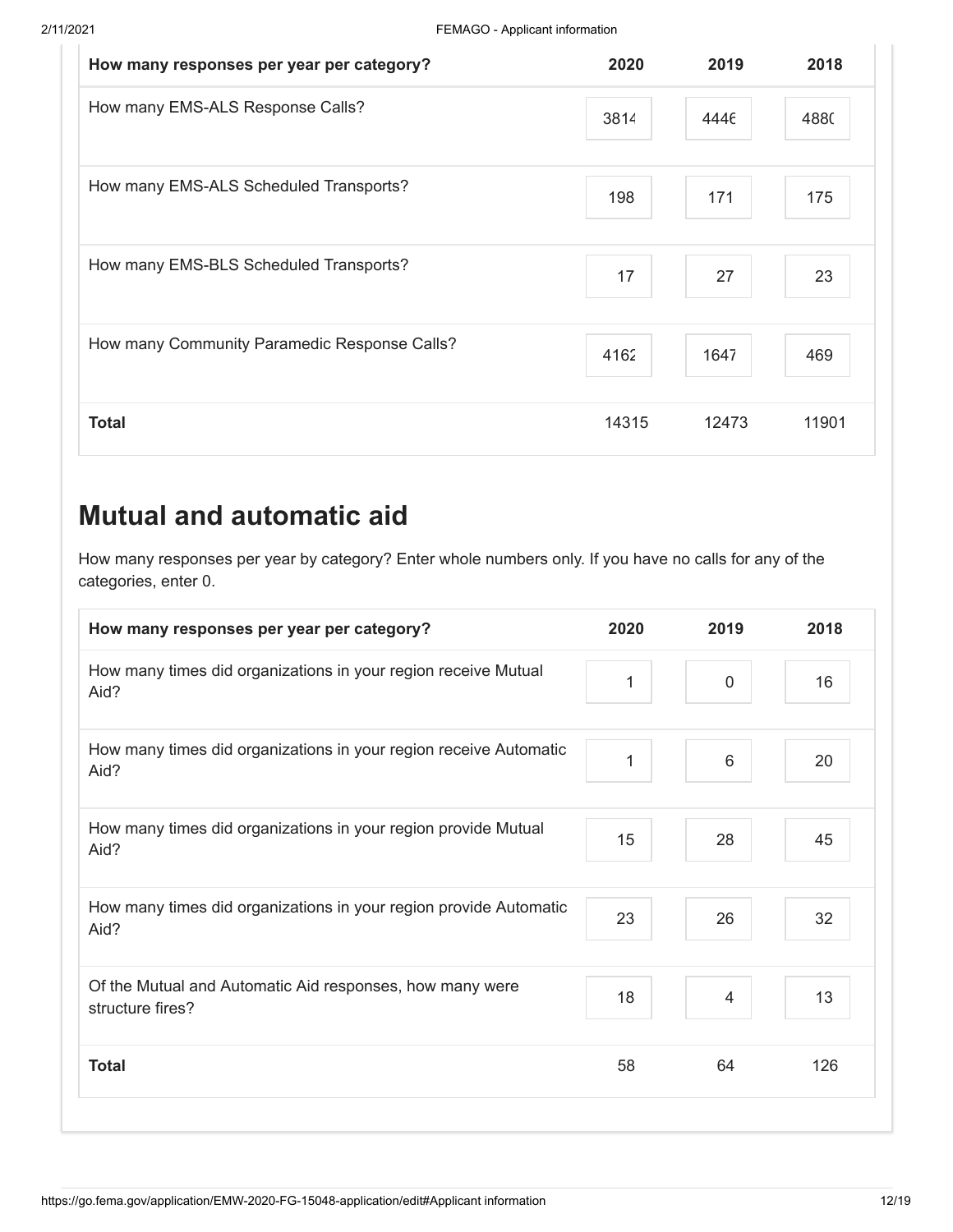| How many responses per year per category? | 2020 | 2019 | 2018 |
|---|---|---|---|
| How many EMS-ALS Response Calls? | 3814 | 4446 | 4880 |
| How many EMS-ALS Scheduled Transports? | 198 | 171 | 175 |
| How many EMS-BLS Scheduled Transports? | 17 | 27 | 23 |
| How many Community Paramedic Response Calls? | 4162 | 1647 | 469 |
| **Total** | 14315 | 12473 | 11901 |

## Mutual and automatic aid

How many responses per year by category? Enter whole numbers only. If you have no calls for any of the categories, enter 0.

| How many responses per year per category? | 2020 | 2019 | 2018 |
|---|---|---|---|
| How many times did organizations in your region receive Mutual Aid? | 1 | 0 | 16 |
| How many times did organizations in your region receive Automatic Aid? | 1 | 6 | 20 |
| How many times did organizations in your region provide Mutual Aid? | 15 | 28 | 45 |
| How many times did organizations in your region provide Automatic Aid? | 23 | 26 | 32 |
| Of the Mutual and Automatic Aid responses, how many were structure fires? | 18 | 4 | 13 |
| **Total** | 58 | 64 | 126 |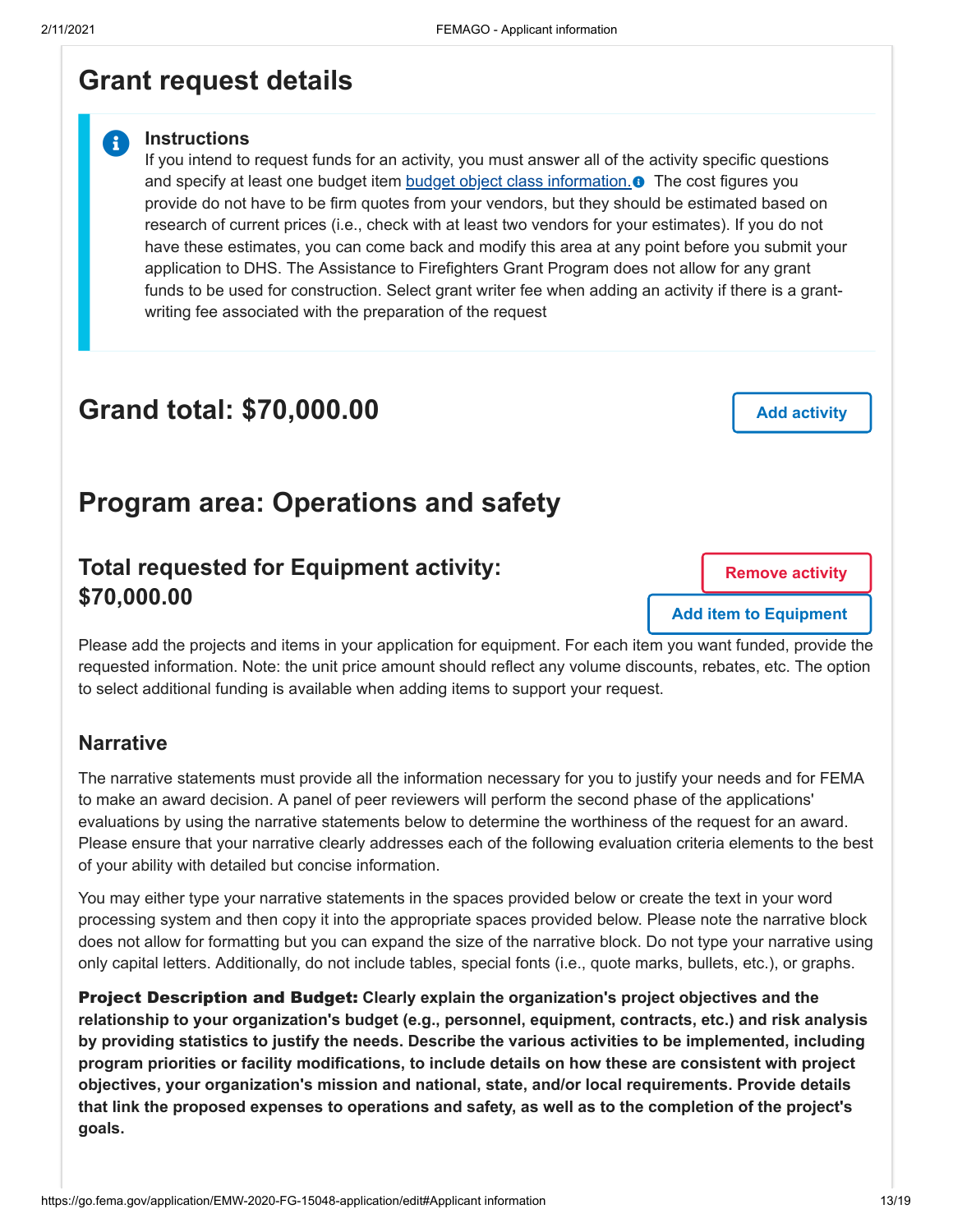# Grant request details

**Instructions**

If you intend to request funds for an activity, you must answer all of the activity specific questions and specify at least one budget item budget object class information. The cost figures you provide do not have to be firm quotes from your vendors, but they should be estimated based on research of current prices (i.e., check with at least two vendors for your estimates). If you do not have these estimates, you can come back and modify this area at any point before you submit your application to DHS. The Assistance to Firefighters Grant Program does not allow for any grant funds to be used for construction. Select grant writer fee when adding an activity if there is a grant-writing fee associated with the preparation of the request

## Grand total: $70,000.00

Add activity

## Program area: Operations and safety

### Total requested for Equipment activity: $70,000.00

Remove activity

Add item to Equipment

Please add the projects and items in your application for equipment. For each item you want funded, provide the requested information. Note: the unit price amount should reflect any volume discounts, rebates, etc. The option to select additional funding is available when adding items to support your request.

### Narrative

The narrative statements must provide all the information necessary for you to justify your needs and for FEMA to make an award decision. A panel of peer reviewers will perform the second phase of the applications' evaluations by using the narrative statements below to determine the worthiness of the request for an award. Please ensure that your narrative clearly addresses each of the following evaluation criteria elements to the best of your ability with detailed but concise information.

You may either type your narrative statements in the spaces provided below or create the text in your word processing system and then copy it into the appropriate spaces provided below. Please note the narrative block does not allow for formatting but you can expand the size of the narrative block. Do not type your narrative using only capital letters. Additionally, do not include tables, special fonts (i.e., quote marks, bullets, etc.), or graphs.

**Project Description and Budget: Clearly explain the organization's project objectives and the relationship to your organization's budget (e.g., personnel, equipment, contracts, etc.) and risk analysis by providing statistics to justify the needs. Describe the various activities to be implemented, including program priorities or facility modifications, to include details on how these are consistent with project objectives, your organization's mission and national, state, and/or local requirements. Provide details that link the proposed expenses to operations and safety, as well as to the completion of the project's goals.**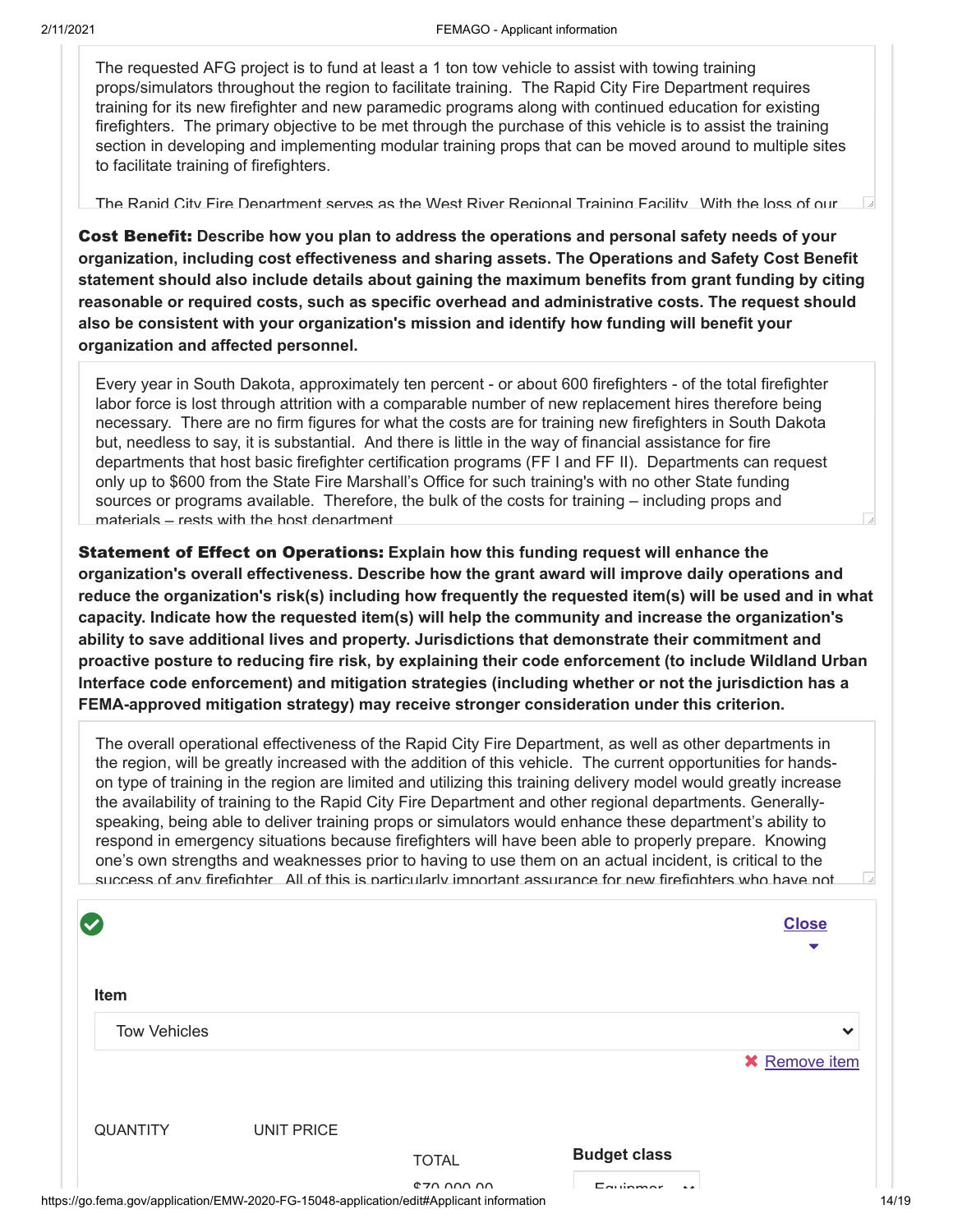The requested AFG project is to fund at least a 1 ton tow vehicle to assist with towing training props/simulators throughout the region to facilitate training. The Rapid City Fire Department requires training for its new firefighter and new paramedic programs along with continued education for existing firefighters. The primary objective to be met through the purchase of this vehicle is to assist the training section in developing and implementing modular training props that can be moved around to multiple sites to facilitate training of firefighters.

The Rapid City Fire Department serves as the West River Regional Training Facility. With the loss of our

**Cost Benefit: Describe how you plan to address the operations and personal safety needs of your organization, including cost effectiveness and sharing assets. The Operations and Safety Cost Benefit statement should also include details about gaining the maximum benefits from grant funding by citing reasonable or required costs, such as specific overhead and administrative costs. The request should also be consistent with your organization's mission and identify how funding will benefit your organization and affected personnel.**

Every year in South Dakota, approximately ten percent - or about 600 firefighters - of the total firefighter labor force is lost through attrition with a comparable number of new replacement hires therefore being necessary. There are no firm figures for what the costs are for training new firefighters in South Dakota but, needless to say, it is substantial. And there is little in the way of financial assistance for fire departments that host basic firefighter certification programs (FF I and FF II). Departments can request only up to $600 from the State Fire Marshall's Office for such training's with no other State funding sources or programs available. Therefore, the bulk of the costs for training – including props and materials – rests with the host department

**Statement of Effect on Operations: Explain how this funding request will enhance the organization's overall effectiveness. Describe how the grant award will improve daily operations and reduce the organization's risk(s) including how frequently the requested item(s) will be used and in what capacity. Indicate how the requested item(s) will help the community and increase the organization's ability to save additional lives and property. Jurisdictions that demonstrate their commitment and proactive posture to reducing fire risk, by explaining their code enforcement (to include Wildland Urban Interface code enforcement) and mitigation strategies (including whether or not the jurisdiction has a FEMA-approved mitigation strategy) may receive stronger consideration under this criterion.**

The overall operational effectiveness of the Rapid City Fire Department, as well as other departments in the region, will be greatly increased with the addition of this vehicle. The current opportunities for hands-on type of training in the region are limited and utilizing this training delivery model would greatly increase the availability of training to the Rapid City Fire Department and other regional departments. Generally-speaking, being able to deliver training props or simulators would enhance these department's ability to respond in emergency situations because firefighters will have been able to properly prepare. Knowing one's own strengths and weaknesses prior to having to use them on an actual incident, is critical to the success of any firefighter. All of this is particularly important assurance for new firefighters who have not

Close

**Item**

Tow Vehicles

Remove item

| QUANTITY | UNIT PRICE | TOTAL | Budget class |
|---|---|---|---|
| | | $70,000.00 | Equipment |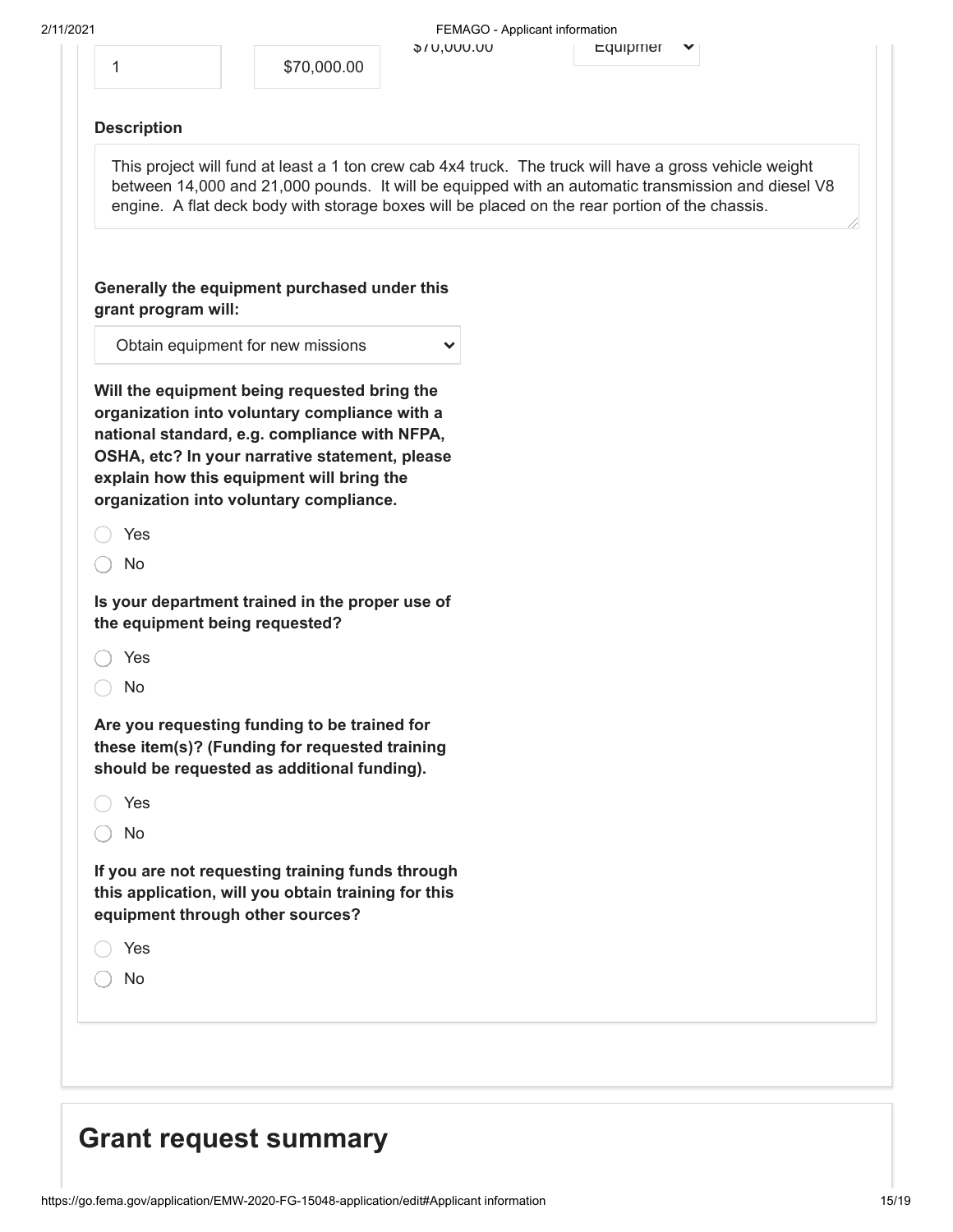| | | | |
|---|---|---|---|
| 1 | $70,000.00 | $70,000.00 | Equipmer |

**Description**

This project will fund at least a 1 ton crew cab 4x4 truck. The truck will have a gross vehicle weight between 14,000 and 21,000 pounds. It will be equipped with an automatic transmission and diesel V8 engine. A flat deck body with storage boxes will be placed on the rear portion of the chassis.

**Generally the equipment purchased under this grant program will:**

Obtain equipment for new missions

**Will the equipment being requested bring the organization into voluntary compliance with a national standard, e.g. compliance with NFPA, OSHA, etc? In your narrative statement, please explain how this equipment will bring the organization into voluntary compliance.**

- Yes
- No

**Is your department trained in the proper use of the equipment being requested?**

- Yes
- No

**Are you requesting funding to be trained for these item(s)? (Funding for requested training should be requested as additional funding).**

- Yes
- No

**If you are not requesting training funds through this application, will you obtain training for this equipment through other sources?**

- Yes
- No

## Grant request summary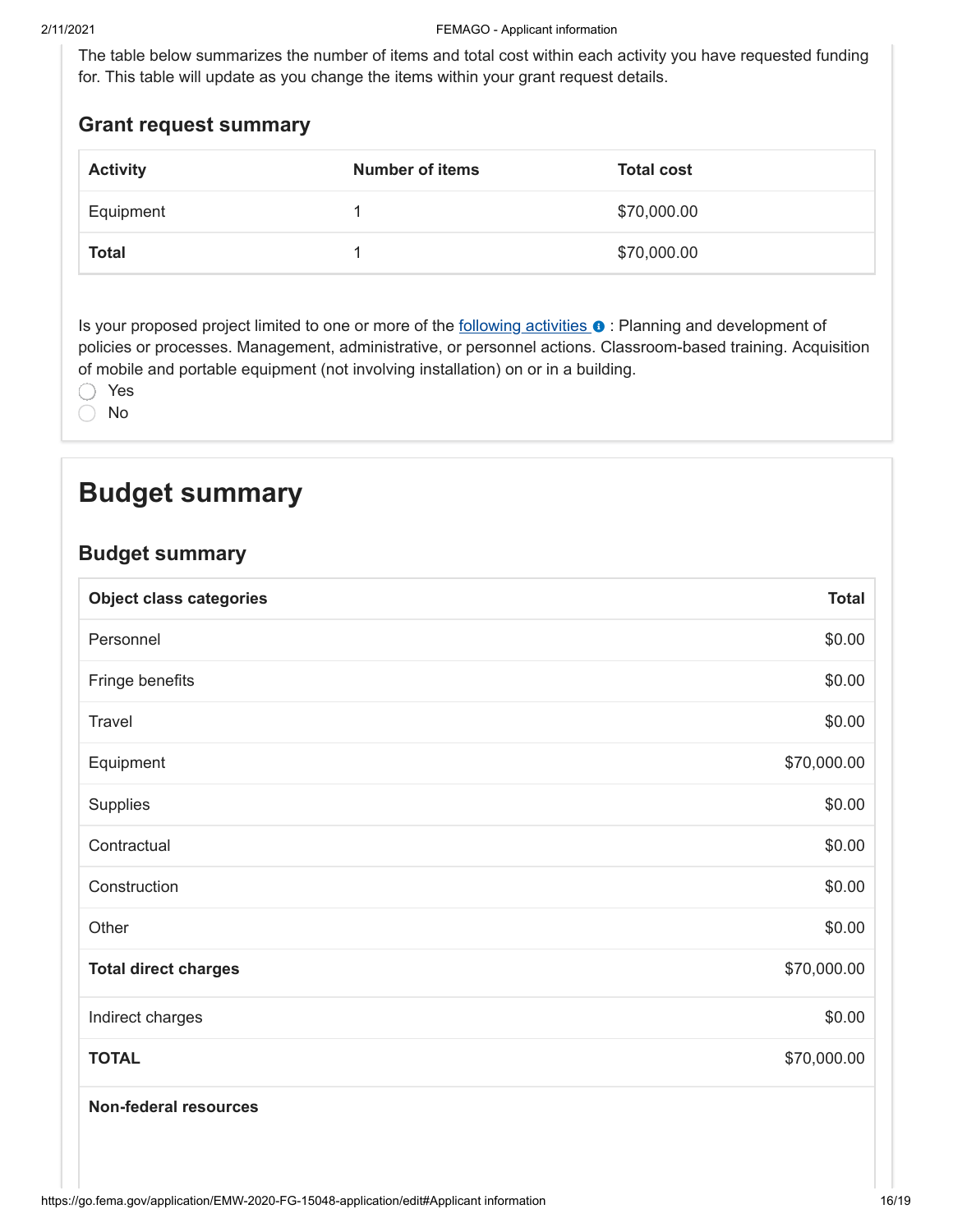The table below summarizes the number of items and total cost within each activity you have requested funding for. This table will update as you change the items within your grant request details.

### Grant request summary

| Activity | Number of items | Total cost |
|---|---|---|
| Equipment | 1 | $70,000.00 |
| **Total** | 1 | $70,000.00 |

Is your proposed project limited to one or more of the following activities : Planning and development of policies or processes. Management, administrative, or personnel actions. Classroom-based training. Acquisition of mobile and portable equipment (not involving installation) on or in a building.

- Yes
- No

## Budget summary

### Budget summary

| Object class categories | Total |
|---|---|
| Personnel | $0.00 |
| Fringe benefits | $0.00 |
| Travel | $0.00 |
| Equipment | $70,000.00 |
| Supplies | $0.00 |
| Contractual | $0.00 |
| Construction | $0.00 |
| Other | $0.00 |
| **Total direct charges** | $70,000.00 |
| Indirect charges | $0.00 |
| **TOTAL** | $70,000.00 |
| **Non-federal resources** | |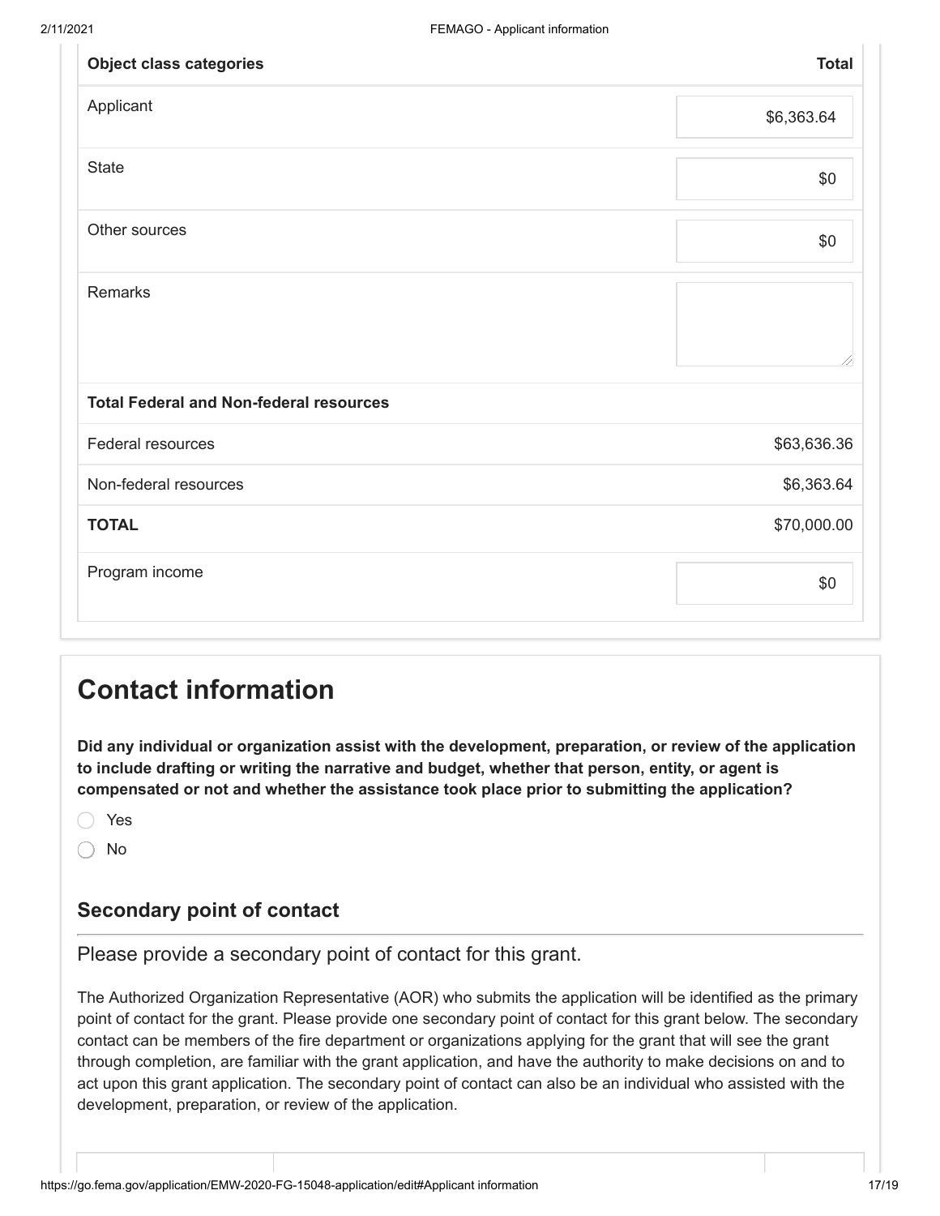| Object class categories | Total |
| --- | --- |
| Applicant | $6,363.64 |
| State | $0 |
| Other sources | $0 |
| Remarks | |
| **Total Federal and Non-federal resources** | |
| Federal resources | $63,636.36 |
| Non-federal resources | $6,363.64 |
| **TOTAL** | $70,000.00 |
| Program income | $0 |

# Contact information

**Did any individual or organization assist with the development, preparation, or review of the application to include drafting or writing the narrative and budget, whether that person, entity, or agent is compensated or not and whether the assistance took place prior to submitting the application?**

- Yes
- No

## Secondary point of contact

Please provide a secondary point of contact for this grant.

The Authorized Organization Representative (AOR) who submits the application will be identified as the primary point of contact for the grant. Please provide one secondary point of contact for this grant below. The secondary contact can be members of the fire department or organizations applying for the grant that will see the grant through completion, are familiar with the grant application, and have the authority to make decisions on and to act upon this grant application. The secondary point of contact can also be an individual who assisted with the development, preparation, or review of the application.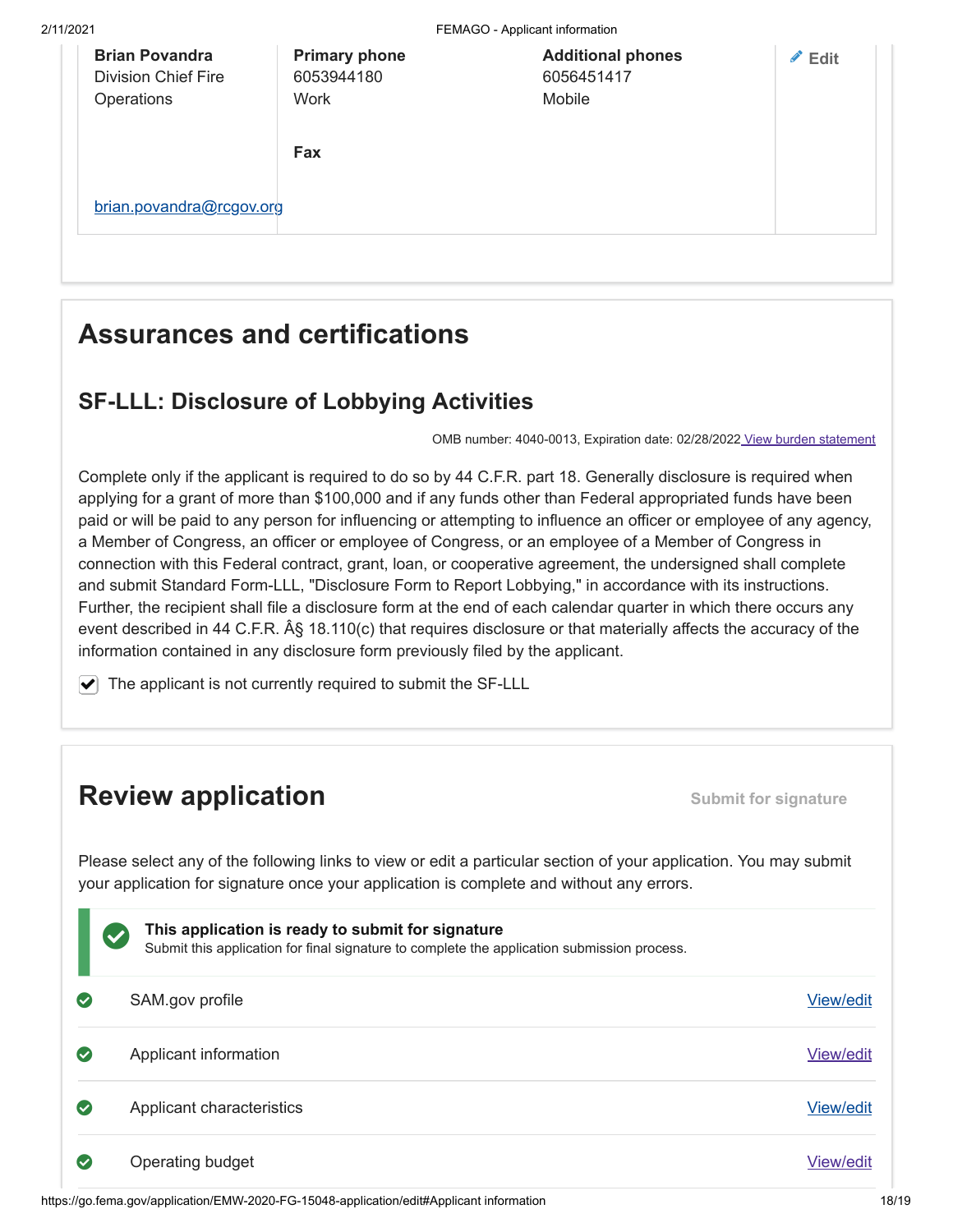| Brian Povandra<br>Division Chief Fire Operations<br><br>brian.povandra@rcgov.org | **Primary phone**<br>6053944180<br>Work<br><br>**Fax** | **Additional phones**<br>6056451417<br>Mobile | Edit |
|---|---|---|---|

## Assurances and certifications

### SF-LLL: Disclosure of Lobbying Activities

OMB number: 4040-0013, Expiration date: 02/28/2022 View burden statement

Complete only if the applicant is required to do so by 44 C.F.R. part 18. Generally disclosure is required when applying for a grant of more than $100,000 and if any funds other than Federal appropriated funds have been paid or will be paid to any person for influencing or attempting to influence an officer or employee of any agency, a Member of Congress, an officer or employee of Congress, or an employee of a Member of Congress in connection with this Federal contract, grant, loan, or cooperative agreement, the undersigned shall complete and submit Standard Form-LLL, "Disclosure Form to Report Lobbying," in accordance with its instructions. Further, the recipient shall file a disclosure form at the end of each calendar quarter in which there occurs any event described in 44 C.F.R. Â§ 18.110(c) that requires disclosure or that materially affects the accuracy of the information contained in any disclosure form previously filed by the applicant.

- [x] The applicant is not currently required to submit the SF-LLL

## Review application

Submit for signature

Please select any of the following links to view or edit a particular section of your application. You may submit your application for signature once your application is complete and without any errors.

**This application is ready to submit for signature**
Submit this application for final signature to complete the application submission process.

| Section | |
|---|---|
| SAM.gov profile | View/edit |
| Applicant information | View/edit |
| Applicant characteristics | View/edit |
| Operating budget | View/edit |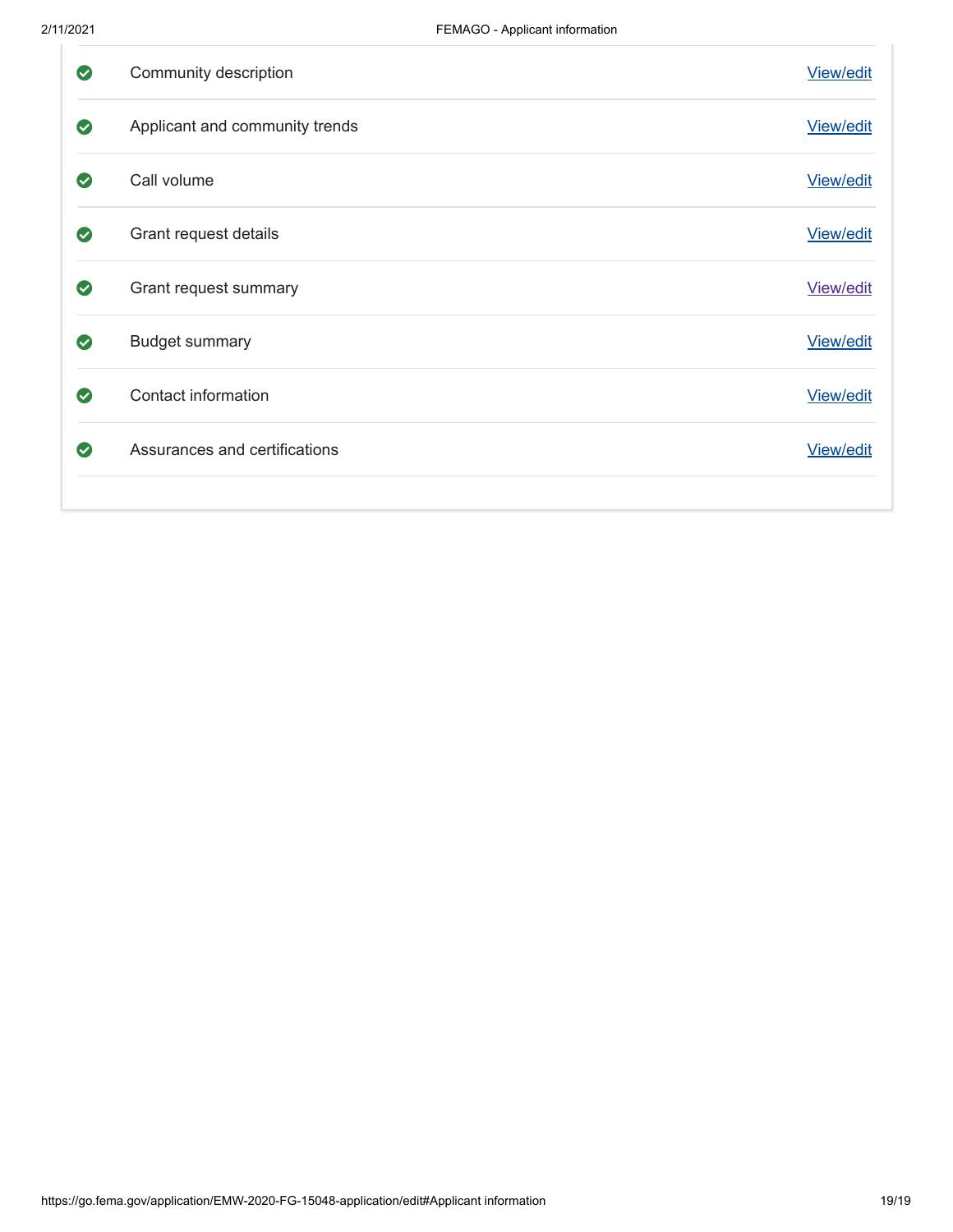| | | |
|---|---|---|
| ✔ | Community description | View/edit |
| ✔ | Applicant and community trends | View/edit |
| ✔ | Call volume | View/edit |
| ✔ | Grant request details | View/edit |
| ✔ | Grant request summary | View/edit |
| ✔ | Budget summary | View/edit |
| ✔ | Contact information | View/edit |
| ✔ | Assurances and certifications | View/edit |